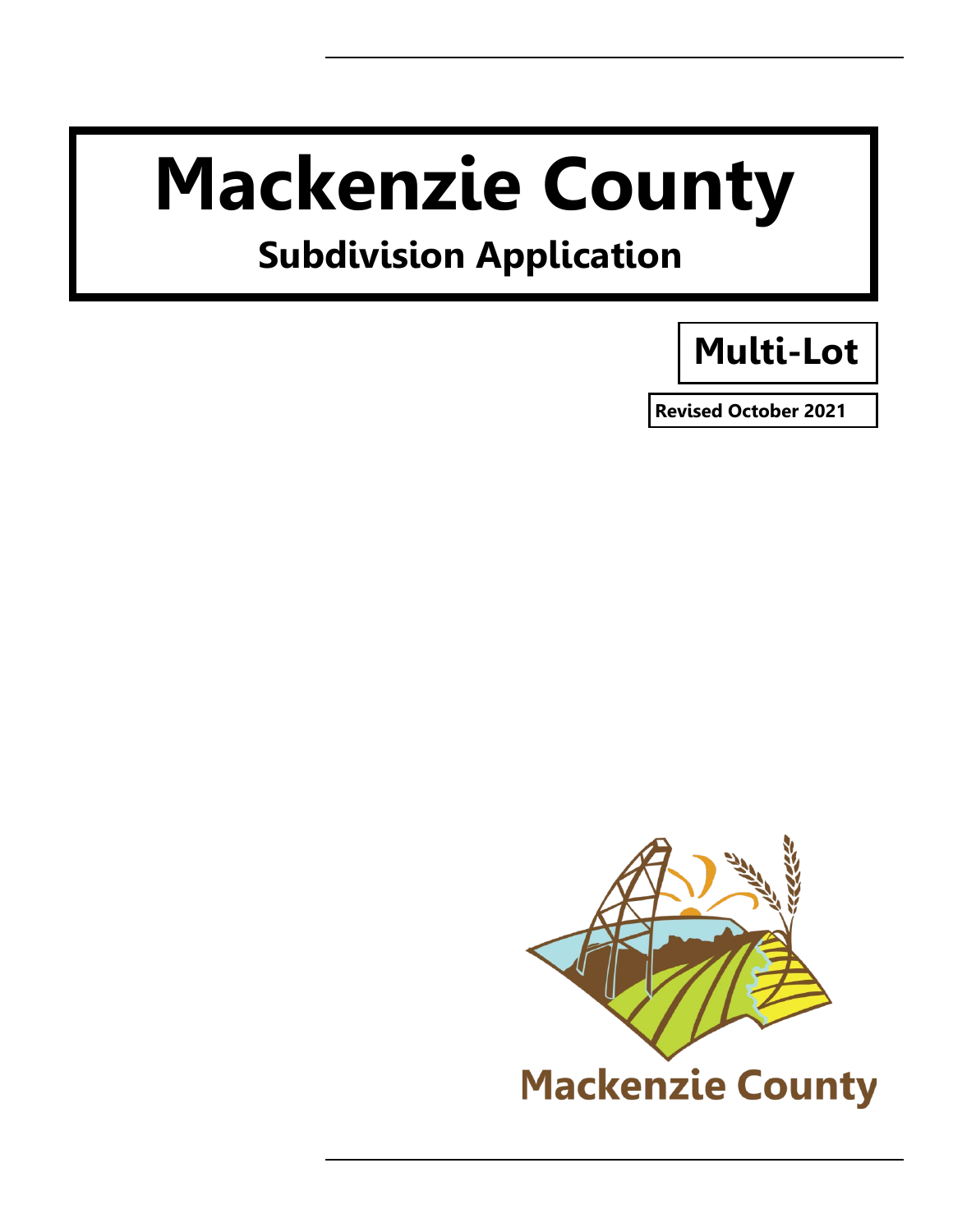# Mackenzie County

## Subdivision Application

**Multi-Lot**

**Revised October 2021**

Mackenzie County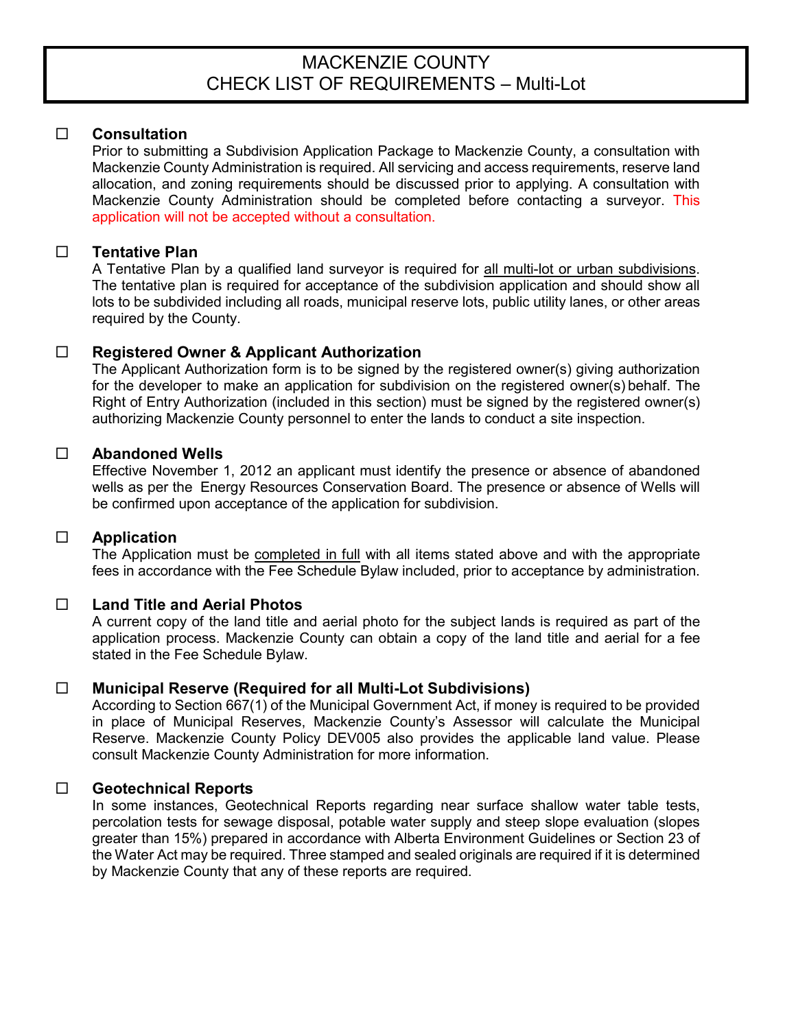# MACKENZIE COUNTY
# CHECK LIST OF REQUIREMENTS – Multi-Lot

☐ **Consultation**

Prior to submitting a Subdivision Application Package to Mackenzie County, a consultation with Mackenzie County Administration is required. All servicing and access requirements, reserve land allocation, and zoning requirements should be discussed prior to applying. A consultation with Mackenzie County Administration should be completed before contacting a surveyor. This application will not be accepted without a consultation.

☐ **Tentative Plan**

A Tentative Plan by a qualified land surveyor is required for all multi-lot or urban subdivisions. The tentative plan is required for acceptance of the subdivision application and should show all lots to be subdivided including all roads, municipal reserve lots, public utility lanes, or other areas required by the County.

☐ **Registered Owner & Applicant Authorization**

The Applicant Authorization form is to be signed by the registered owner(s) giving authorization for the developer to make an application for subdivision on the registered owner(s) behalf. The Right of Entry Authorization (included in this section) must be signed by the registered owner(s) authorizing Mackenzie County personnel to enter the lands to conduct a site inspection.

☐ **Abandoned Wells**

Effective November 1, 2012 an applicant must identify the presence or absence of abandoned wells as per the Energy Resources Conservation Board. The presence or absence of Wells will be confirmed upon acceptance of the application for subdivision.

☐ **Application**

The Application must be completed in full with all items stated above and with the appropriate fees in accordance with the Fee Schedule Bylaw included, prior to acceptance by administration.

☐ **Land Title and Aerial Photos**

A current copy of the land title and aerial photo for the subject lands is required as part of the application process. Mackenzie County can obtain a copy of the land title and aerial for a fee stated in the Fee Schedule Bylaw.

☐ **Municipal Reserve (Required for all Multi-Lot Subdivisions)**

According to Section 667(1) of the Municipal Government Act, if money is required to be provided in place of Municipal Reserves, Mackenzie County's Assessor will calculate the Municipal Reserve. Mackenzie County Policy DEV005 also provides the applicable land value. Please consult Mackenzie County Administration for more information.

☐ **Geotechnical Reports**

In some instances, Geotechnical Reports regarding near surface shallow water table tests, percolation tests for sewage disposal, potable water supply and steep slope evaluation (slopes greater than 15%) prepared in accordance with Alberta Environment Guidelines or Section 23 of the Water Act may be required. Three stamped and sealed originals are required if it is determined by Mackenzie County that any of these reports are required.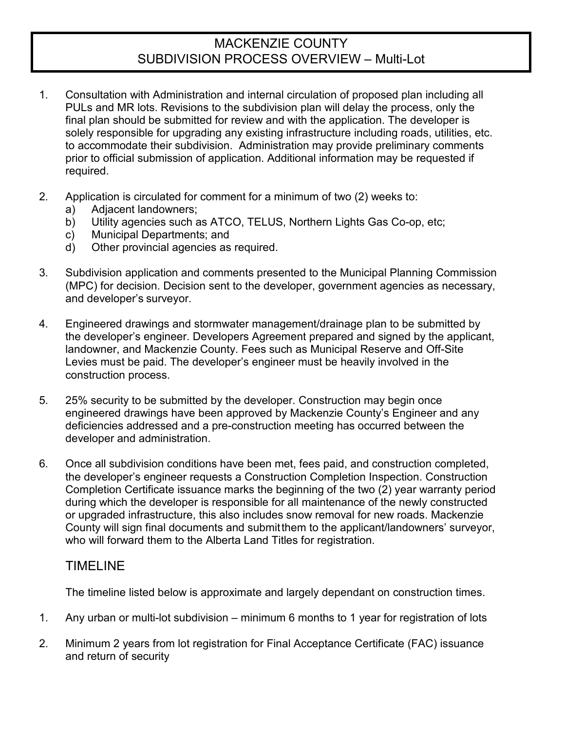# MACKENZIE COUNTY
# SUBDIVISION PROCESS OVERVIEW – Multi-Lot

1. Consultation with Administration and internal circulation of proposed plan including all PULs and MR lots. Revisions to the subdivision plan will delay the process, only the final plan should be submitted for review and with the application. The developer is solely responsible for upgrading any existing infrastructure including roads, utilities, etc. to accommodate their subdivision. Administration may provide preliminary comments prior to official submission of application. Additional information may be requested if required.

2. Application is circulated for comment for a minimum of two (2) weeks to:
   a) Adjacent landowners;
   b) Utility agencies such as ATCO, TELUS, Northern Lights Gas Co-op, etc;
   c) Municipal Departments; and
   d) Other provincial agencies as required.

3. Subdivision application and comments presented to the Municipal Planning Commission (MPC) for decision. Decision sent to the developer, government agencies as necessary, and developer's surveyor.

4. Engineered drawings and stormwater management/drainage plan to be submitted by the developer's engineer. Developers Agreement prepared and signed by the applicant, landowner, and Mackenzie County. Fees such as Municipal Reserve and Off-Site Levies must be paid. The developer's engineer must be heavily involved in the construction process.

5. 25% security to be submitted by the developer. Construction may begin once engineered drawings have been approved by Mackenzie County's Engineer and any deficiencies addressed and a pre-construction meeting has occurred between the developer and administration.

6. Once all subdivision conditions have been met, fees paid, and construction completed, the developer's engineer requests a Construction Completion Inspection. Construction Completion Certificate issuance marks the beginning of the two (2) year warranty period during which the developer is responsible for all maintenance of the newly constructed or upgraded infrastructure, this also includes snow removal for new roads. Mackenzie County will sign final documents and submit them to the applicant/landowners' surveyor, who will forward them to the Alberta Land Titles for registration.

## TIMELINE

The timeline listed below is approximate and largely dependant on construction times.

1. Any urban or multi-lot subdivision – minimum 6 months to 1 year for registration of lots

2. Minimum 2 years from lot registration for Final Acceptance Certificate (FAC) issuance and return of security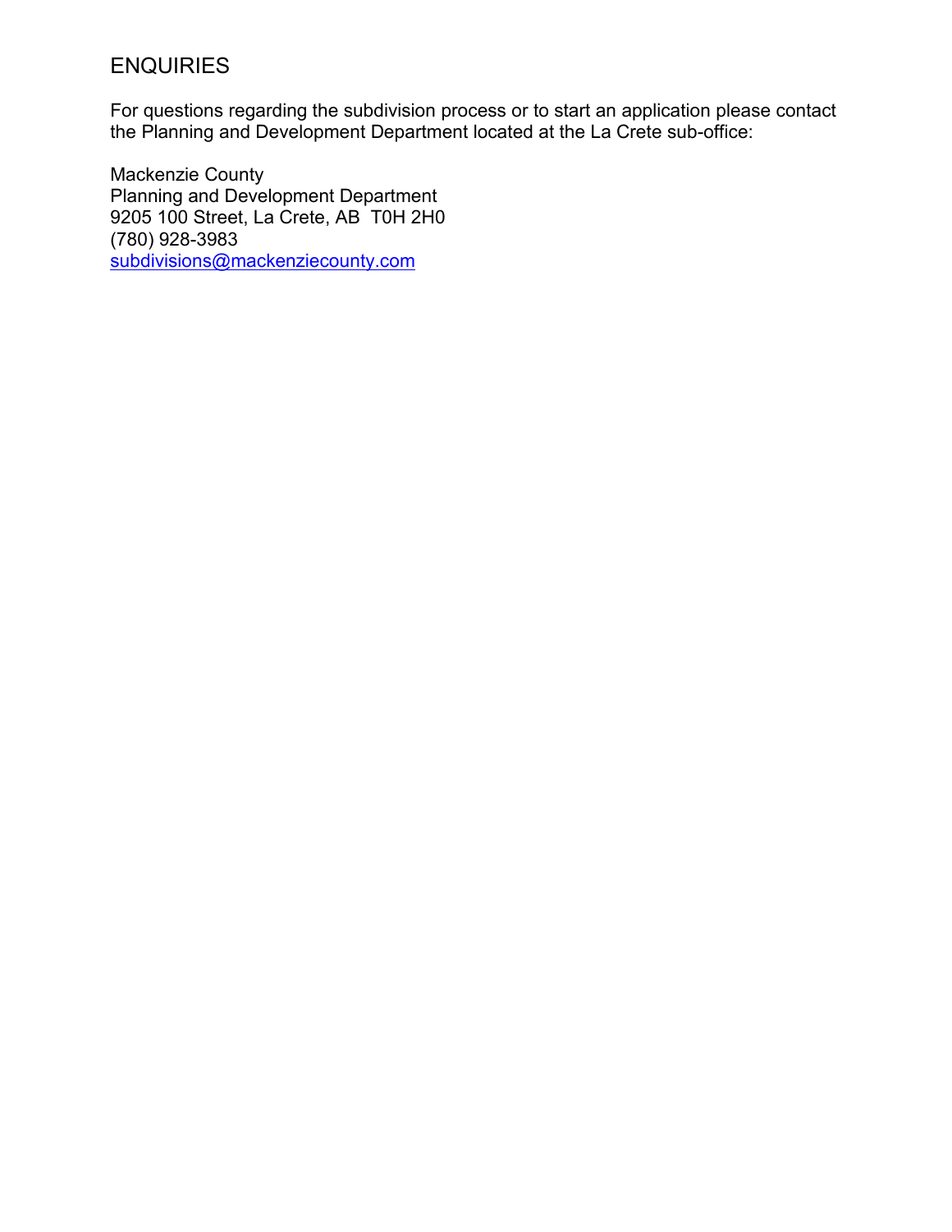## ENQUIRIES

For questions regarding the subdivision process or to start an application please contact the Planning and Development Department located at the La Crete sub-office:

Mackenzie County
Planning and Development Department
9205 100 Street, La Crete, AB  T0H 2H0
(780) 928-3983
subdivisions@mackenziecounty.com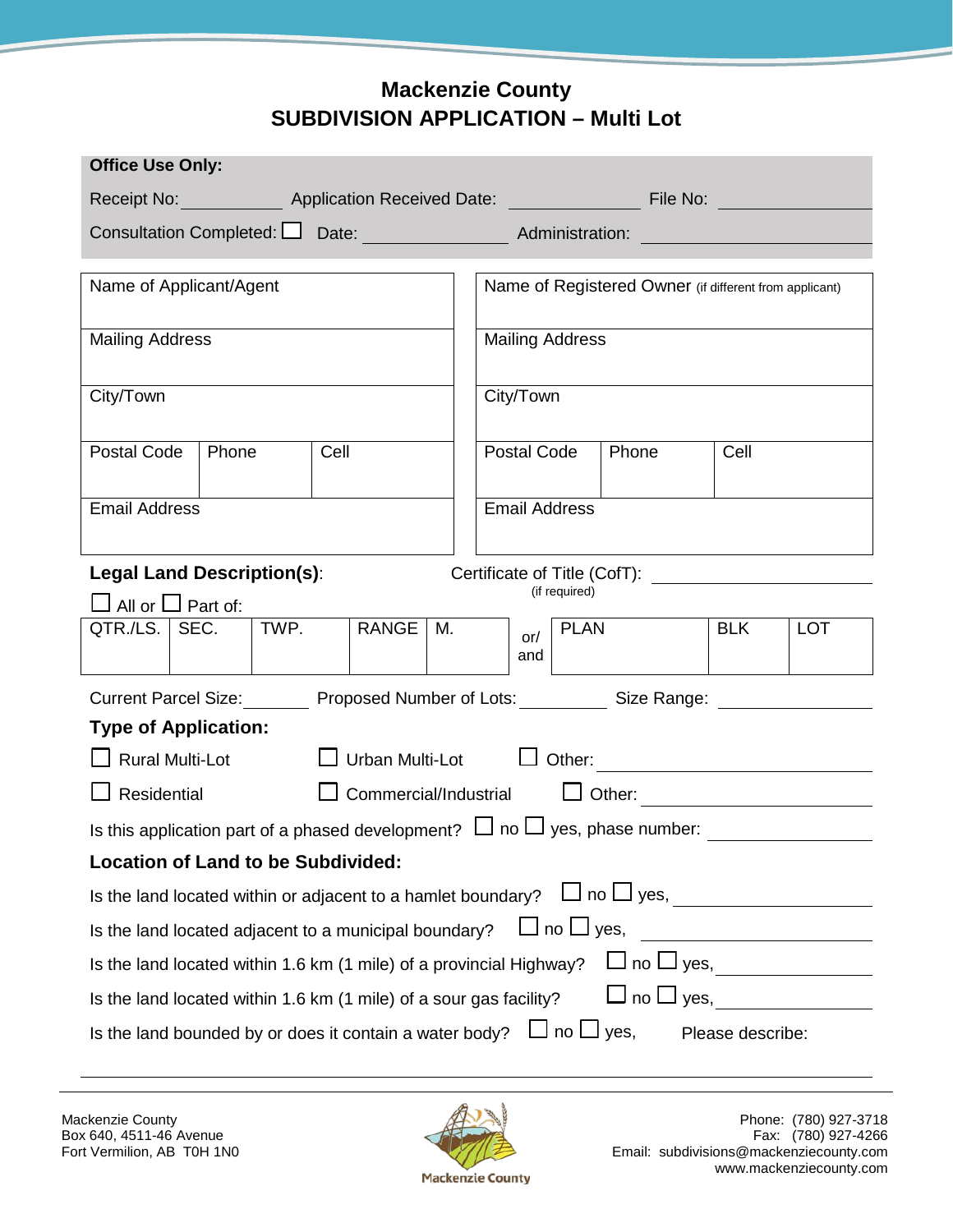# Mackenzie County
# SUBDIVISION APPLICATION – Multi Lot

**Office Use Only:**

Receipt No: \_\_\_\_\_\_\_\_\_\_ Application Received Date: \_\_\_\_\_\_\_\_\_\_ File No: \_\_\_\_\_\_\_\_\_\_

Consultation Completed: ☐ Date: \_\_\_\_\_\_\_\_\_\_ Administration: \_\_\_\_\_\_\_\_\_\_

| Name of Applicant/Agent | | | Name of Registered Owner (if different from applicant) | | |
|---|---|---|---|---|---|
| Mailing Address | | | Mailing Address | | |
| City/Town | | | City/Town | | |
| Postal Code | Phone | Cell | Postal Code | Phone | Cell |
| Email Address | | | Email Address | | |

**Legal Land Description(s)**: Certificate of Title (CofT): \_\_\_\_\_\_\_\_\_\_ (if required)

☐ All or ☐ Part of:

| QTR./LS. | SEC. | TWP. | RANGE | M. | or/ and | PLAN | BLK | LOT |
|---|---|---|---|---|---|---|---|---|
| | | | | | | | | |

Current Parcel Size: \_\_\_\_\_\_\_\_ Proposed Number of Lots: \_\_\_\_\_\_\_\_ Size Range: \_\_\_\_\_\_\_\_

**Type of Application:**

☐ Rural Multi-Lot ☐ Urban Multi-Lot ☐ Other: \_\_\_\_\_\_\_\_\_\_

☐ Residential ☐ Commercial/Industrial ☐ Other: \_\_\_\_\_\_\_\_\_\_

Is this application part of a phased development? ☐ no ☐ yes, phase number: \_\_\_\_\_\_\_\_

**Location of Land to be Subdivided:**

Is the land located within or adjacent to a hamlet boundary? ☐ no ☐ yes, \_\_\_\_\_\_\_\_\_\_

Is the land located adjacent to a municipal boundary? ☐ no ☐ yes, \_\_\_\_\_\_\_\_\_\_

Is the land located within 1.6 km (1 mile) of a provincial Highway? ☐ no ☐ yes, \_\_\_\_\_\_\_\_\_\_

Is the land located within 1.6 km (1 mile) of a sour gas facility? ☐ no ☐ yes, \_\_\_\_\_\_\_\_\_\_

Is the land bounded by or does it contain a water body? ☐ no ☐ yes, Please describe:

\_\_\_\_\_\_\_\_\_\_\_\_\_\_\_\_\_\_\_\_\_\_\_\_\_\_\_\_\_\_\_\_\_\_\_\_\_\_\_\_

Mackenzie County
Box 640, 4511-46 Avenue
Fort Vermilion, AB T0H 1N0

Mackenzie County

Phone: (780) 927-3718
Fax: (780) 927-4266
Email: subdivisions@mackenziecounty.com
www.mackenziecounty.com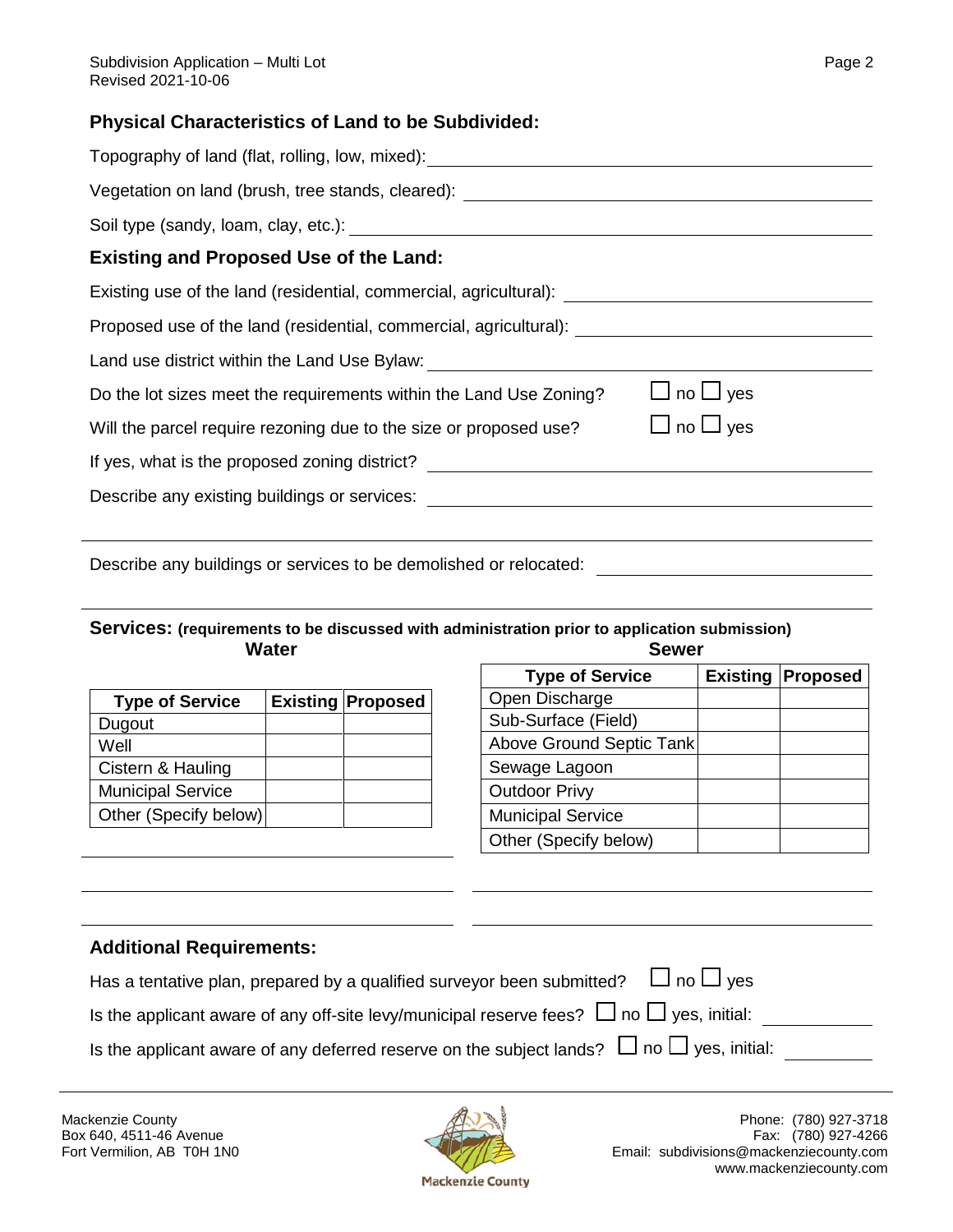## Physical Characteristics of Land to be Subdivided:

Topography of land (flat, rolling, low, mixed): \_\_\_\_\_\_\_\_\_\_\_\_\_\_\_\_\_\_\_\_

Vegetation on land (brush, tree stands, cleared): \_\_\_\_\_\_\_\_\_\_\_\_\_\_\_\_\_\_\_\_

Soil type (sandy, loam, clay, etc.): \_\_\_\_\_\_\_\_\_\_\_\_\_\_\_\_\_\_\_\_

## Existing and Proposed Use of the Land:

Existing use of the land (residential, commercial, agricultural): \_\_\_\_\_\_\_\_\_\_\_\_\_\_\_\_\_\_\_\_

Proposed use of the land (residential, commercial, agricultural): \_\_\_\_\_\_\_\_\_\_\_\_\_\_\_\_\_\_\_\_

Land use district within the Land Use Bylaw: \_\_\_\_\_\_\_\_\_\_\_\_\_\_\_\_\_\_\_\_

Do the lot sizes meet the requirements within the Land Use Zoning? ☐ no ☐ yes

Will the parcel require rezoning due to the size or proposed use? ☐ no ☐ yes

If yes, what is the proposed zoning district? \_\_\_\_\_\_\_\_\_\_\_\_\_\_\_\_\_\_\_\_

Describe any existing buildings or services: \_\_\_\_\_\_\_\_\_\_\_\_\_\_\_\_\_\_\_\_

\_\_\_\_\_\_\_\_\_\_\_\_\_\_\_\_\_\_\_\_\_\_\_\_\_\_\_\_\_\_\_\_\_\_\_\_\_\_\_\_

Describe any buildings or services to be demolished or relocated: \_\_\_\_\_\_\_\_\_\_\_\_\_\_\_\_\_\_\_\_

\_\_\_\_\_\_\_\_\_\_\_\_\_\_\_\_\_\_\_\_\_\_\_\_\_\_\_\_\_\_\_\_\_\_\_\_\_\_\_\_

## Services: (requirements to be discussed with administration prior to application submission)

### Water

| Type of Service | Existing | Proposed |
|---|---|---|
| Dugout | | |
| Well | | |
| Cistern & Hauling | | |
| Municipal Service | | |
| Other (Specify below) | | |

\_\_\_\_\_\_\_\_\_\_\_\_\_\_\_\_\_\_\_\_

\_\_\_\_\_\_\_\_\_\_\_\_\_\_\_\_\_\_\_\_

\_\_\_\_\_\_\_\_\_\_\_\_\_\_\_\_\_\_\_\_

### Sewer

| Type of Service | Existing | Proposed |
|---|---|---|
| Open Discharge | | |
| Sub-Surface (Field) | | |
| Above Ground Septic Tank | | |
| Sewage Lagoon | | |
| Outdoor Privy | | |
| Municipal Service | | |
| Other (Specify below) | | |

\_\_\_\_\_\_\_\_\_\_\_\_\_\_\_\_\_\_\_\_

\_\_\_\_\_\_\_\_\_\_\_\_\_\_\_\_\_\_\_\_

## Additional Requirements:

Has a tentative plan, prepared by a qualified surveyor been submitted? ☐ no ☐ yes

Is the applicant aware of any off-site levy/municipal reserve fees? ☐ no ☐ yes, initial: \_\_\_\_\_\_\_\_\_\_

Is the applicant aware of any deferred reserve on the subject lands? ☐ no ☐ yes, initial: \_\_\_\_\_\_\_\_\_\_

Mackenzie County
Box 640, 4511-46 Avenue
Fort Vermilion, AB T0H 1N0

Phone: (780) 927-3718
Fax: (780) 927-4266
Email: subdivisions@mackenziecounty.com
www.mackenziecounty.com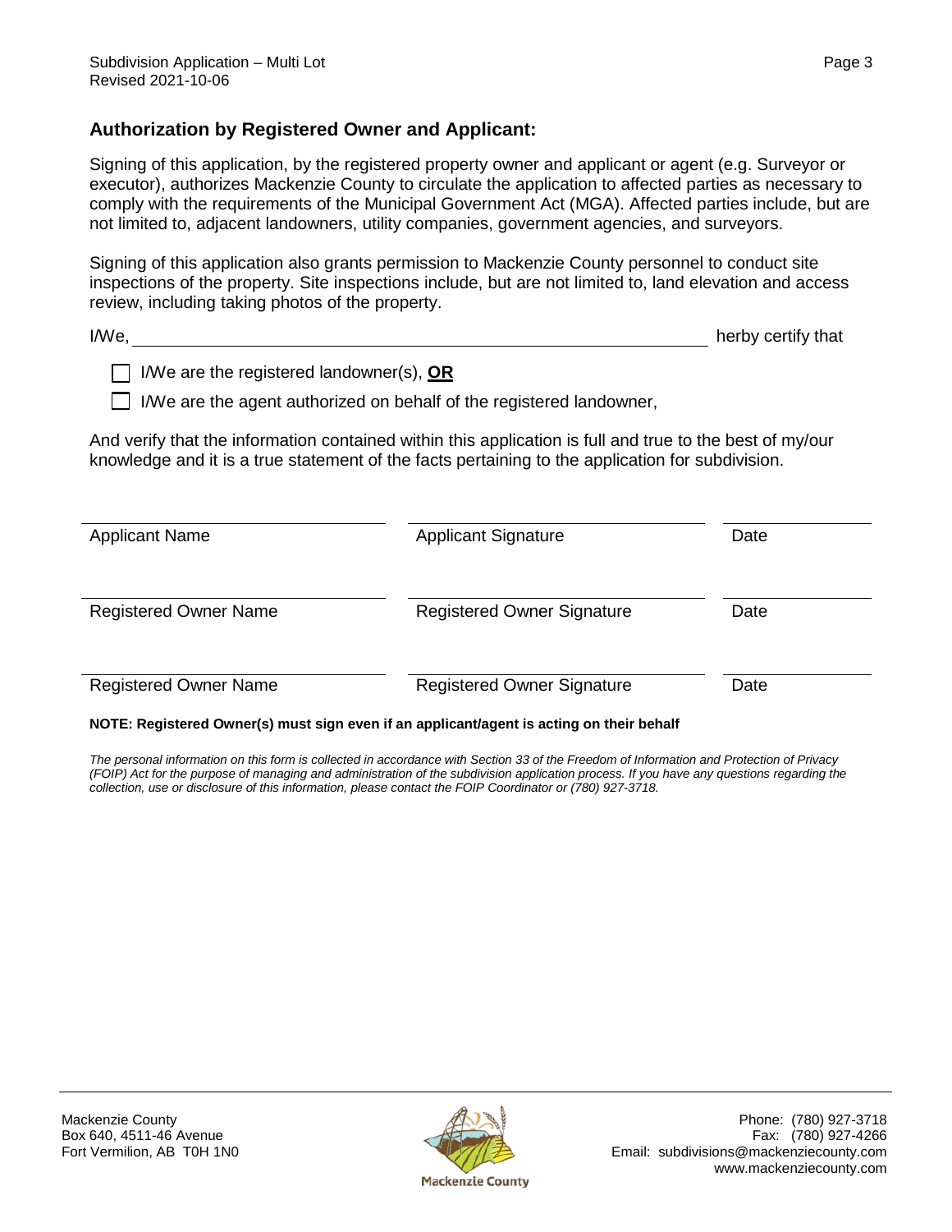## Authorization by Registered Owner and Applicant:

Signing of this application, by the registered property owner and applicant or agent (e.g. Surveyor or executor), authorizes Mackenzie County to circulate the application to affected parties as necessary to comply with the requirements of the Municipal Government Act (MGA). Affected parties include, but are not limited to, adjacent landowners, utility companies, government agencies, and surveyors.

Signing of this application also grants permission to Mackenzie County personnel to conduct site inspections of the property. Site inspections include, but are not limited to, land elevation and access review, including taking photos of the property.

I/We, ____________________________________________________________ herby certify that

- ☐ I/We are the registered landowner(s), **OR**
- ☐ I/We are the agent authorized on behalf of the registered landowner,

And verify that the information contained within this application is full and true to the best of my/our knowledge and it is a true statement of the facts pertaining to the application for subdivision.

| Applicant Name | Applicant Signature | Date |
|---|---|---|
| Registered Owner Name | Registered Owner Signature | Date |
| Registered Owner Name | Registered Owner Signature | Date |

**NOTE: Registered Owner(s) must sign even if an applicant/agent is acting on their behalf**

*The personal information on this form is collected in accordance with Section 33 of the Freedom of Information and Protection of Privacy (FOIP) Act for the purpose of managing and administration of the subdivision application process. If you have any questions regarding the collection, use or disclosure of this information, please contact the FOIP Coordinator or (780) 927-3718.*

Mackenzie County
Box 640, 4511-46 Avenue
Fort Vermilion, AB T0H 1N0

Phone: (780) 927-3718
Fax: (780) 927-4266
Email: subdivisions@mackenziecounty.com
www.mackenziecounty.com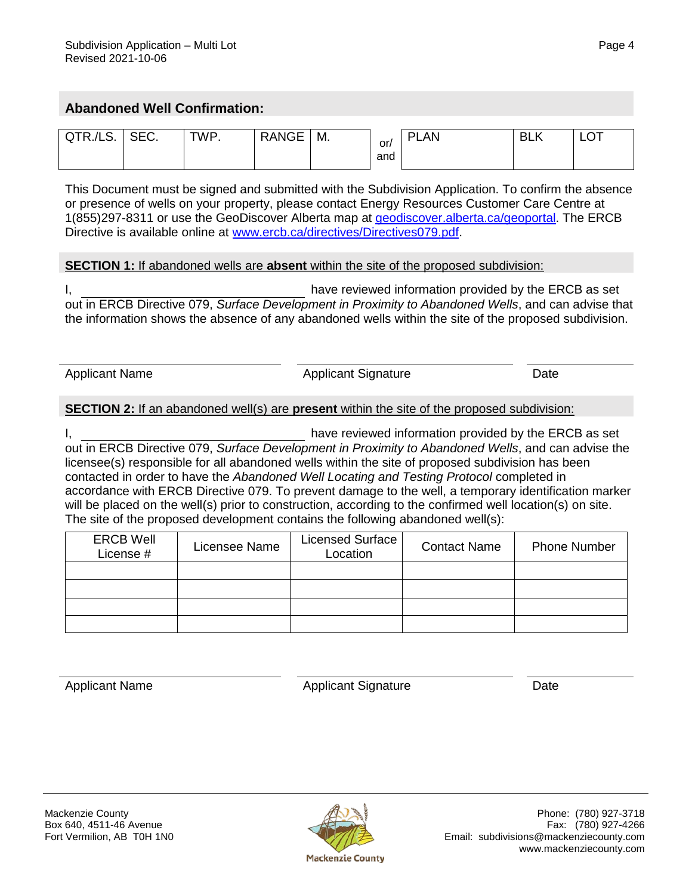## Abandoned Well Confirmation:

| QTR./LS. | SEC. | TWP. | RANGE | M. | or/ and | PLAN | BLK | LOT |
|---|---|---|---|---|---|---|---|---|
| | | | | | | | | |

This Document must be signed and submitted with the Subdivision Application. To confirm the absence or presence of wells on your property, please contact Energy Resources Customer Care Centre at 1(855)297-8311 or use the GeoDiscover Alberta map at [geodiscover.alberta.ca/geoportal](geodiscover.alberta.ca/geoportal). The ERCB Directive is available online at [www.ercb.ca/directives/Directives079.pdf](www.ercb.ca/directives/Directives079.pdf).

**SECTION 1:** If abandoned wells are **absent** within the site of the proposed subdivision:

I, ______________________________ have reviewed information provided by the ERCB as set out in ERCB Directive 079, *Surface Development in Proximity to Abandoned Wells*, and can advise that the information shows the absence of any abandoned wells within the site of the proposed subdivision.

______________________________ ______________________________ ______________

Applicant Name Applicant Signature Date

**SECTION 2:** If an abandoned well(s) are **present** within the site of the proposed subdivision:

I, ______________________________ have reviewed information provided by the ERCB as set out in ERCB Directive 079, *Surface Development in Proximity to Abandoned Wells*, and can advise the licensee(s) responsible for all abandoned wells within the site of proposed subdivision has been contacted in order to have the *Abandoned Well Locating and Testing Protocol* completed in accordance with ERCB Directive 079. To prevent damage to the well, a temporary identification marker will be placed on the well(s) prior to construction, according to the confirmed well location(s) on site. The site of the proposed development contains the following abandoned well(s):

| ERCB Well License # | Licensee Name | Licensed Surface Location | Contact Name | Phone Number |
|---|---|---|---|---|
| | | | | |
| | | | | |
| | | | | |
| | | | | |

______________________________ ______________________________ ______________

Applicant Name Applicant Signature Date

Mackenzie County
Box 640, 4511-46 Avenue
Fort Vermilion, AB T0H 1N0

Phone: (780) 927-3718
Fax: (780) 927-4266
Email: subdivisions@mackenziecounty.com
www.mackenziecounty.com